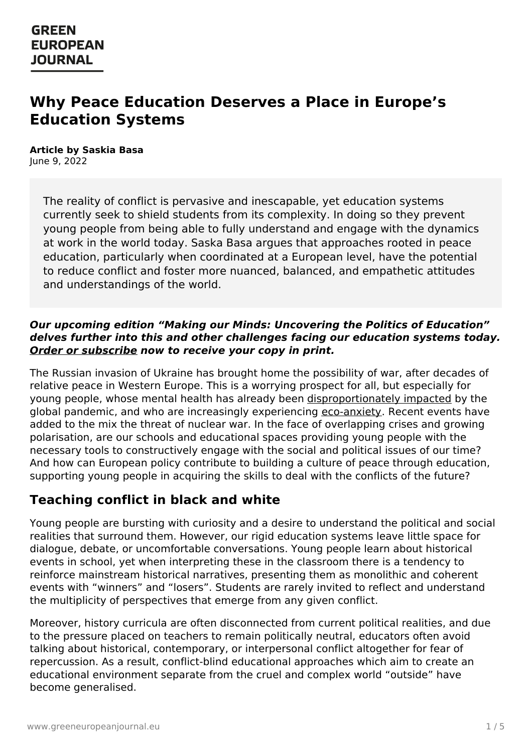# Why Peace Education Deserves a Place in Europe's Education Systems

**Article by Saskia Basa**
June 9, 2022

> The reality of conflict is pervasive and inescapable, yet education systems currently seek to shield students from its complexity. In doing so they prevent young people from being able to fully understand and engage with the dynamics at work in the world today. Saska Basa argues that approaches rooted in peace education, particularly when coordinated at a European level, have the potential to reduce conflict and foster more nuanced, balanced, and empathetic attitudes and understandings of the world.

***Our upcoming edition "Making our Minds: Uncovering the Politics of Education" delves further into this and other challenges facing our education systems today. Order or subscribe now to receive your copy in print.***

The Russian invasion of Ukraine has brought home the possibility of war, after decades of relative peace in Western Europe. This is a worrying prospect for all, but especially for young people, whose mental health has already been disproportionately impacted by the global pandemic, and who are increasingly experiencing eco-anxiety. Recent events have added to the mix the threat of nuclear war. In the face of overlapping crises and growing polarisation, are our schools and educational spaces providing young people with the necessary tools to constructively engage with the social and political issues of our time? And how can European policy contribute to building a culture of peace through education, supporting young people in acquiring the skills to deal with the conflicts of the future?

## Teaching conflict in black and white

Young people are bursting with curiosity and a desire to understand the political and social realities that surround them. However, our rigid education systems leave little space for dialogue, debate, or uncomfortable conversations. Young people learn about historical events in school, yet when interpreting these in the classroom there is a tendency to reinforce mainstream historical narratives, presenting them as monolithic and coherent events with "winners" and "losers". Students are rarely invited to reflect and understand the multiplicity of perspectives that emerge from any given conflict.

Moreover, history curricula are often disconnected from current political realities, and due to the pressure placed on teachers to remain politically neutral, educators often avoid talking about historical, contemporary, or interpersonal conflict altogether for fear of repercussion. As a result, conflict-blind educational approaches which aim to create an educational environment separate from the cruel and complex world "outside" have become generalised.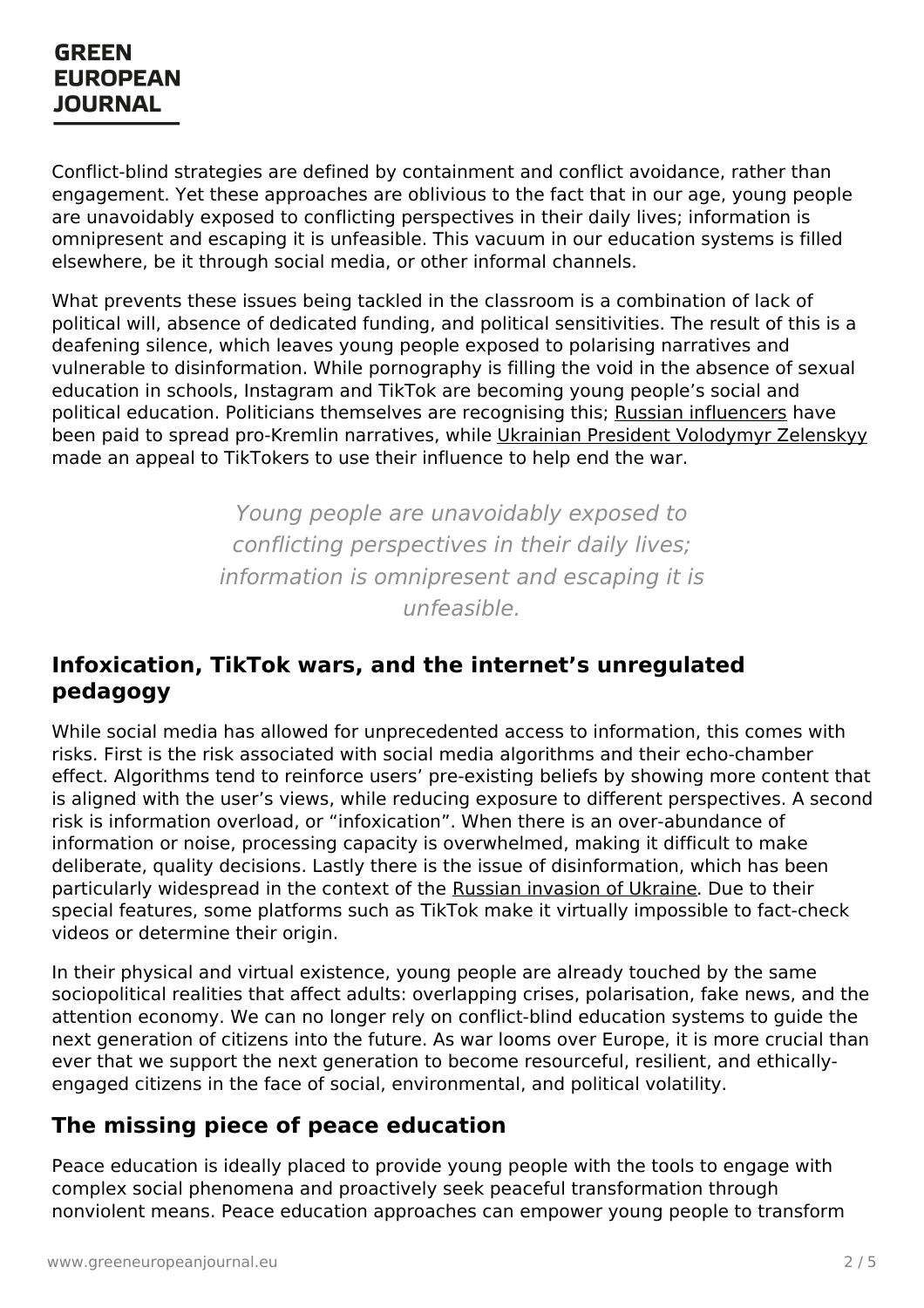Conflict-blind strategies are defined by containment and conflict avoidance, rather than engagement. Yet these approaches are oblivious to the fact that in our age, young people are unavoidably exposed to conflicting perspectives in their daily lives; information is omnipresent and escaping it is unfeasible. This vacuum in our education systems is filled elsewhere, be it through social media, or other informal channels.

What prevents these issues being tackled in the classroom is a combination of lack of political will, absence of dedicated funding, and political sensitivities. The result of this is a deafening silence, which leaves young people exposed to polarising narratives and vulnerable to disinformation. While pornography is filling the void in the absence of sexual education in schools, Instagram and TikTok are becoming young people's social and political education. Politicians themselves are recognising this; Russian influencers have been paid to spread pro-Kremlin narratives, while Ukrainian President Volodymyr Zelenskyy made an appeal to TikTokers to use their influence to help end the war.

> *Young people are unavoidably exposed to conflicting perspectives in their daily lives; information is omnipresent and escaping it is unfeasible.*

## Infoxication, TikTok wars, and the internet's unregulated pedagogy

While social media has allowed for unprecedented access to information, this comes with risks. First is the risk associated with social media algorithms and their echo-chamber effect. Algorithms tend to reinforce users' pre-existing beliefs by showing more content that is aligned with the user's views, while reducing exposure to different perspectives. A second risk is information overload, or "infoxication". When there is an over-abundance of information or noise, processing capacity is overwhelmed, making it difficult to make deliberate, quality decisions. Lastly there is the issue of disinformation, which has been particularly widespread in the context of the Russian invasion of Ukraine. Due to their special features, some platforms such as TikTok make it virtually impossible to fact-check videos or determine their origin.

In their physical and virtual existence, young people are already touched by the same sociopolitical realities that affect adults: overlapping crises, polarisation, fake news, and the attention economy. We can no longer rely on conflict-blind education systems to guide the next generation of citizens into the future. As war looms over Europe, it is more crucial than ever that we support the next generation to become resourceful, resilient, and ethically-engaged citizens in the face of social, environmental, and political volatility.

## The missing piece of peace education

Peace education is ideally placed to provide young people with the tools to engage with complex social phenomena and proactively seek peaceful transformation through nonviolent means. Peace education approaches can empower young people to transform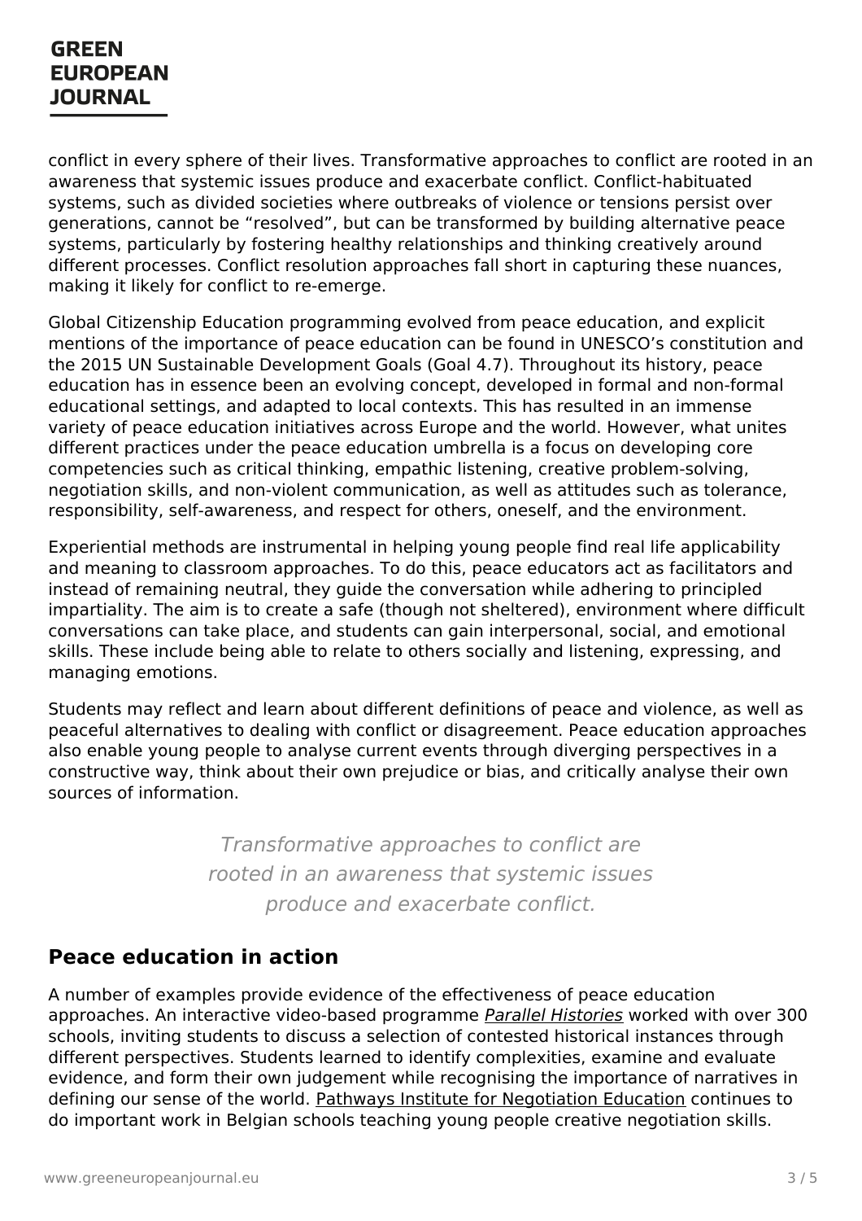conflict in every sphere of their lives. Transformative approaches to conflict are rooted in an awareness that systemic issues produce and exacerbate conflict. Conflict-habituated systems, such as divided societies where outbreaks of violence or tensions persist over generations, cannot be "resolved", but can be transformed by building alternative peace systems, particularly by fostering healthy relationships and thinking creatively around different processes. Conflict resolution approaches fall short in capturing these nuances, making it likely for conflict to re-emerge.

Global Citizenship Education programming evolved from peace education, and explicit mentions of the importance of peace education can be found in UNESCO's constitution and the 2015 UN Sustainable Development Goals (Goal 4.7). Throughout its history, peace education has in essence been an evolving concept, developed in formal and non-formal educational settings, and adapted to local contexts. This has resulted in an immense variety of peace education initiatives across Europe and the world. However, what unites different practices under the peace education umbrella is a focus on developing core competencies such as critical thinking, empathic listening, creative problem-solving, negotiation skills, and non-violent communication, as well as attitudes such as tolerance, responsibility, self-awareness, and respect for others, oneself, and the environment.

Experiential methods are instrumental in helping young people find real life applicability and meaning to classroom approaches. To do this, peace educators act as facilitators and instead of remaining neutral, they guide the conversation while adhering to principled impartiality. The aim is to create a safe (though not sheltered), environment where difficult conversations can take place, and students can gain interpersonal, social, and emotional skills. These include being able to relate to others socially and listening, expressing, and managing emotions.

Students may reflect and learn about different definitions of peace and violence, as well as peaceful alternatives to dealing with conflict or disagreement. Peace education approaches also enable young people to analyse current events through diverging perspectives in a constructive way, think about their own prejudice or bias, and critically analyse their own sources of information.

> *Transformative approaches to conflict are rooted in an awareness that systemic issues produce and exacerbate conflict.*

## Peace education in action

A number of examples provide evidence of the effectiveness of peace education approaches. An interactive video-based programme *Parallel Histories* worked with over 300 schools, inviting students to discuss a selection of contested historical instances through different perspectives. Students learned to identify complexities, examine and evaluate evidence, and form their own judgement while recognising the importance of narratives in defining our sense of the world. Pathways Institute for Negotiation Education continues to do important work in Belgian schools teaching young people creative negotiation skills.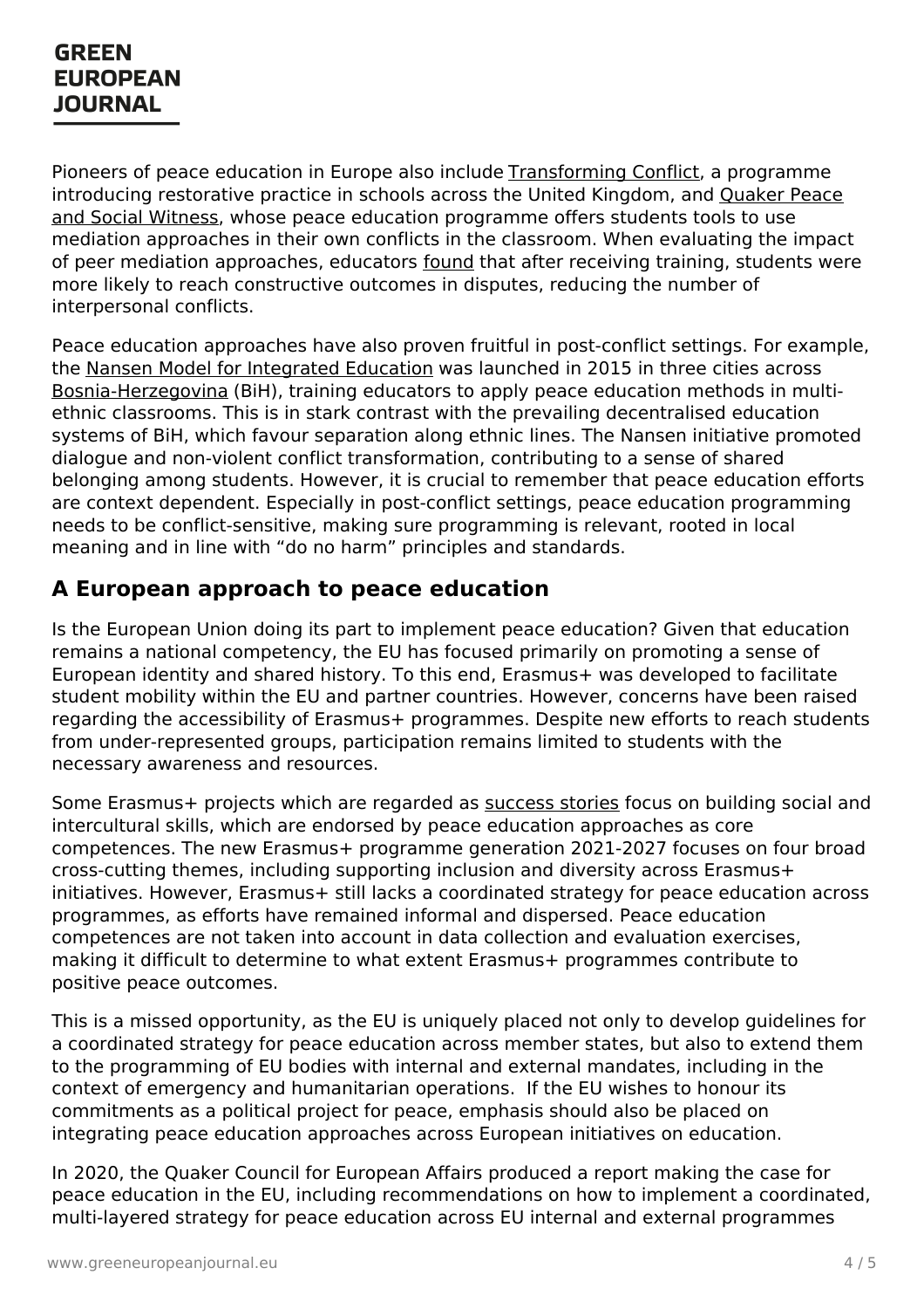Pioneers of peace education in Europe also include Transforming Conflict, a programme introducing restorative practice in schools across the United Kingdom, and Quaker Peace and Social Witness, whose peace education programme offers students tools to use mediation approaches in their own conflicts in the classroom. When evaluating the impact of peer mediation approaches, educators found that after receiving training, students were more likely to reach constructive outcomes in disputes, reducing the number of interpersonal conflicts.

Peace education approaches have also proven fruitful in post-conflict settings. For example, the Nansen Model for Integrated Education was launched in 2015 in three cities across Bosnia-Herzegovina (BiH), training educators to apply peace education methods in multi-ethnic classrooms. This is in stark contrast with the prevailing decentralised education systems of BiH, which favour separation along ethnic lines. The Nansen initiative promoted dialogue and non-violent conflict transformation, contributing to a sense of shared belonging among students. However, it is crucial to remember that peace education efforts are context dependent. Especially in post-conflict settings, peace education programming needs to be conflict-sensitive, making sure programming is relevant, rooted in local meaning and in line with "do no harm" principles and standards.

## A European approach to peace education

Is the European Union doing its part to implement peace education? Given that education remains a national competency, the EU has focused primarily on promoting a sense of European identity and shared history. To this end, Erasmus+ was developed to facilitate student mobility within the EU and partner countries. However, concerns have been raised regarding the accessibility of Erasmus+ programmes. Despite new efforts to reach students from under-represented groups, participation remains limited to students with the necessary awareness and resources.

Some Erasmus+ projects which are regarded as success stories focus on building social and intercultural skills, which are endorsed by peace education approaches as core competences. The new Erasmus+ programme generation 2021-2027 focuses on four broad cross-cutting themes, including supporting inclusion and diversity across Erasmus+ initiatives. However, Erasmus+ still lacks a coordinated strategy for peace education across programmes, as efforts have remained informal and dispersed. Peace education competences are not taken into account in data collection and evaluation exercises, making it difficult to determine to what extent Erasmus+ programmes contribute to positive peace outcomes.

This is a missed opportunity, as the EU is uniquely placed not only to develop guidelines for a coordinated strategy for peace education across member states, but also to extend them to the programming of EU bodies with internal and external mandates, including in the context of emergency and humanitarian operations. If the EU wishes to honour its commitments as a political project for peace, emphasis should also be placed on integrating peace education approaches across European initiatives on education.

In 2020, the Quaker Council for European Affairs produced a report making the case for peace education in the EU, including recommendations on how to implement a coordinated, multi-layered strategy for peace education across EU internal and external programmes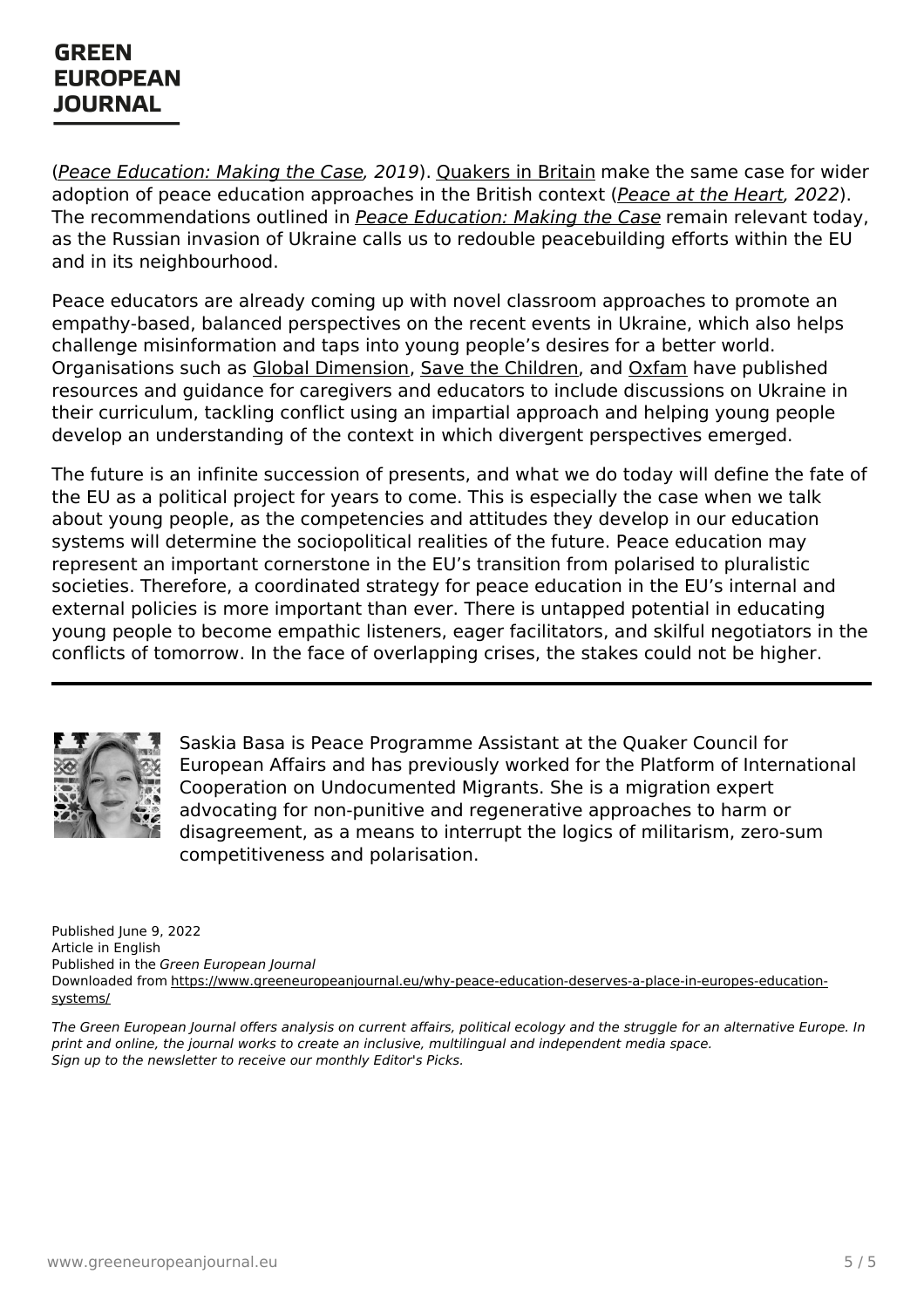(*Peace Education: Making the Case, 2019*). Quakers in Britain make the same case for wider adoption of peace education approaches in the British context (*Peace at the Heart, 2022*). The recommendations outlined in *Peace Education: Making the Case* remain relevant today, as the Russian invasion of Ukraine calls us to redouble peacebuilding efforts within the EU and in its neighbourhood.

Peace educators are already coming up with novel classroom approaches to promote an empathy-based, balanced perspectives on the recent events in Ukraine, which also helps challenge misinformation and taps into young people's desires for a better world. Organisations such as Global Dimension, Save the Children, and Oxfam have published resources and guidance for caregivers and educators to include discussions on Ukraine in their curriculum, tackling conflict using an impartial approach and helping young people develop an understanding of the context in which divergent perspectives emerged.

The future is an infinite succession of presents, and what we do today will define the fate of the EU as a political project for years to come. This is especially the case when we talk about young people, as the competencies and attitudes they develop in our education systems will determine the sociopolitical realities of the future. Peace education may represent an important cornerstone in the EU's transition from polarised to pluralistic societies. Therefore, a coordinated strategy for peace education in the EU's internal and external policies is more important than ever. There is untapped potential in educating young people to become empathic listeners, eager facilitators, and skilful negotiators in the conflicts of tomorrow. In the face of overlapping crises, the stakes could not be higher.

---

Saskia Basa is Peace Programme Assistant at the Quaker Council for European Affairs and has previously worked for the Platform of International Cooperation on Undocumented Migrants. She is a migration expert advocating for non-punitive and regenerative approaches to harm or disagreement, as a means to interrupt the logics of militarism, zero-sum competitiveness and polarisation.

Published June 9, 2022
Article in English
Published in the *Green European Journal*
Downloaded from https://www.greeneuropeanjournal.eu/why-peace-education-deserves-a-place-in-europes-education-systems/

*The Green European Journal offers analysis on current affairs, political ecology and the struggle for an alternative Europe. In print and online, the journal works to create an inclusive, multilingual and independent media space. Sign up to the newsletter to receive our monthly Editor's Picks.*